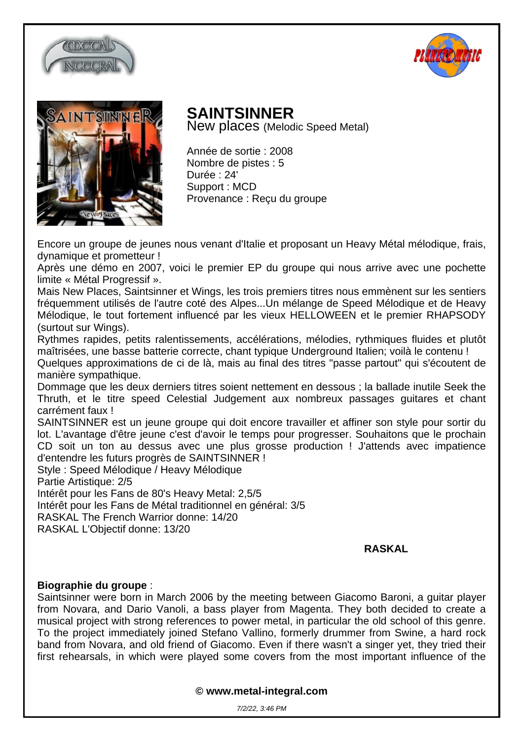# SAINTSINNER

New places (Melodic Speed Metal)

Année de sortie : 2008
Nombre de pistes : 5
Durée : 24'
Support : MCD
Provenance : Reçu du groupe

Encore un groupe de jeunes nous venant d'Italie et proposant un Heavy Métal mélodique, frais, dynamique et prometteur !
Après une démo en 2007, voici le premier EP du groupe qui nous arrive avec une pochette limite « Métal Progressif ».
Mais New Places, Saintsinner et Wings, les trois premiers titres nous emmènent sur les sentiers fréquemment utilisés de l'autre coté des Alpes...Un mélange de Speed Mélodique et de Heavy Mélodique, le tout fortement influencé par les vieux HELLOWEEN et le premier RHAPSODY (surtout sur Wings).
Rythmes rapides, petits ralentissements, accélérations, mélodies, rythmiques fluides et plutôt maîtrisées, une basse batterie correcte, chant typique Underground Italien; voilà le contenu !
Quelques approximations de ci de là, mais au final des titres "passe partout" qui s'écoutent de manière sympathique.
Dommage que les deux derniers titres soient nettement en dessous ; la ballade inutile Seek the Thruth, et le titre speed Celestial Judgement aux nombreux passages guitares et chant carrément faux !
SAINTSINNER est un jeune groupe qui doit encore travailler et affiner son style pour sortir du lot. L'avantage d'être jeune c'est d'avoir le temps pour progresser. Souhaitons que le prochain CD soit un ton au dessus avec une plus grosse production ! J'attends avec impatience d'entendre les futurs progrès de SAINTSINNER !
Style : Speed Mélodique / Heavy Mélodique
Partie Artistique: 2/5
Intérêt pour les Fans de 80's Heavy Metal: 2,5/5
Intérêt pour les Fans de Métal traditionnel en général: 3/5
RASKAL The French Warrior donne: 14/20
RASKAL L'Objectif donne: 13/20

**RASKAL**

**Biographie du groupe** :
Saintsinner were born in March 2006 by the meeting between Giacomo Baroni, a guitar player from Novara, and Dario Vanoli, a bass player from Magenta. They both decided to create a musical project with strong references to power metal, in particular the old school of this genre. To the project immediately joined Stefano Vallino, formerly drummer from Swine, a hard rock band from Novara, and old friend of Giacomo. Even if there wasn't a singer yet, they tried their first rehearsals, in which were played some covers from the most important influence of the

**© www.metal-integral.com**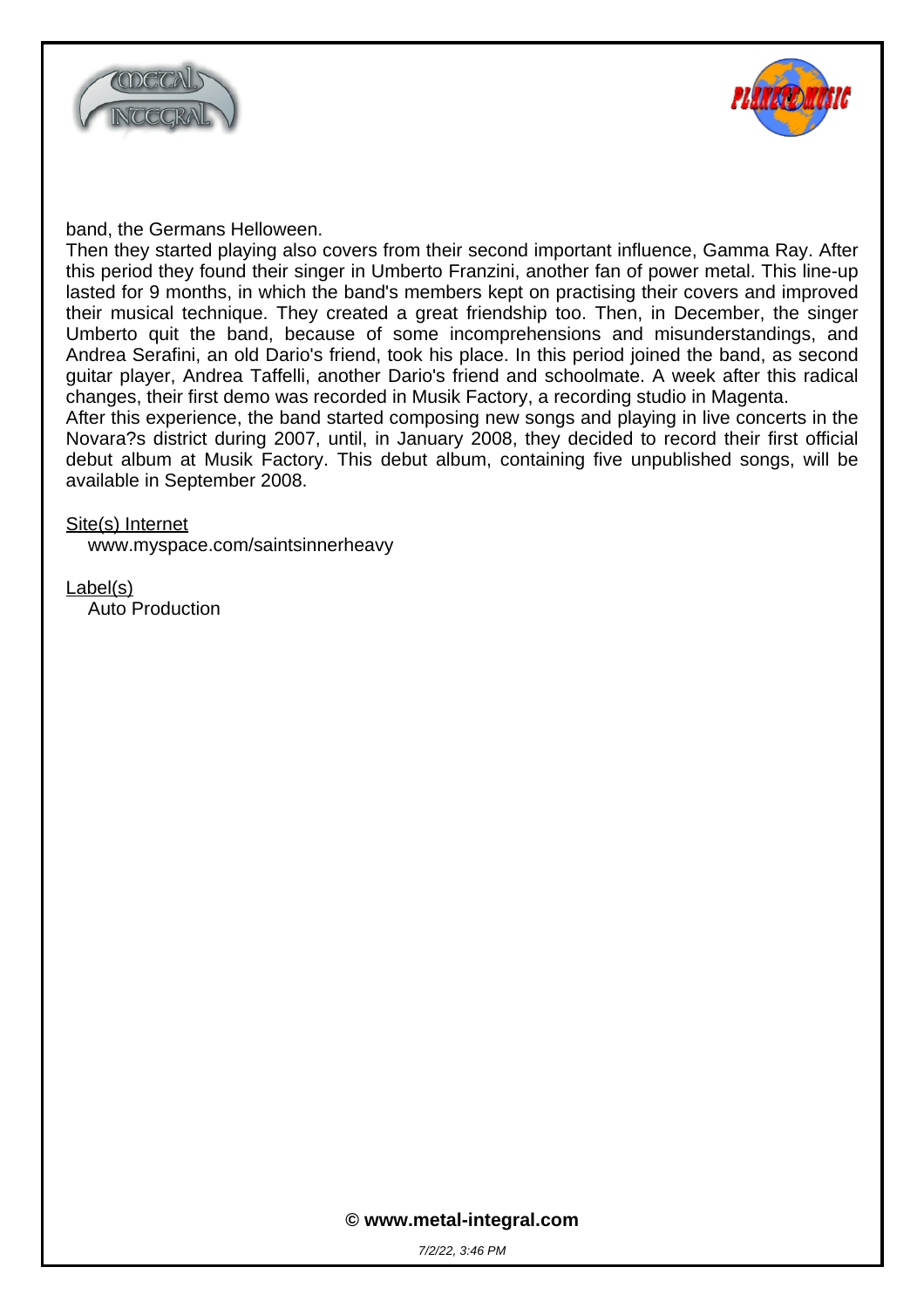band, the Germans Helloween.

Then they started playing also covers from their second important influence, Gamma Ray. After this period they found their singer in Umberto Franzini, another fan of power metal. This line-up lasted for 9 months, in which the band's members kept on practising their covers and improved their musical technique. They created a great friendship too. Then, in December, the singer Umberto quit the band, because of some incomprehensions and misunderstandings, and Andrea Serafini, an old Dario's friend, took his place. In this period joined the band, as second guitar player, Andrea Taffelli, another Dario's friend and schoolmate. A week after this radical changes, their first demo was recorded in Musik Factory, a recording studio in Magenta.

After this experience, the band started composing new songs and playing in live concerts in the Novara?s district during 2007, until, in January 2008, they decided to record their first official debut album at Musik Factory. This debut album, containing five unpublished songs, will be available in September 2008.

Site(s) Internet

www.myspace.com/saintsinnerheavy

Label(s)

Auto Production